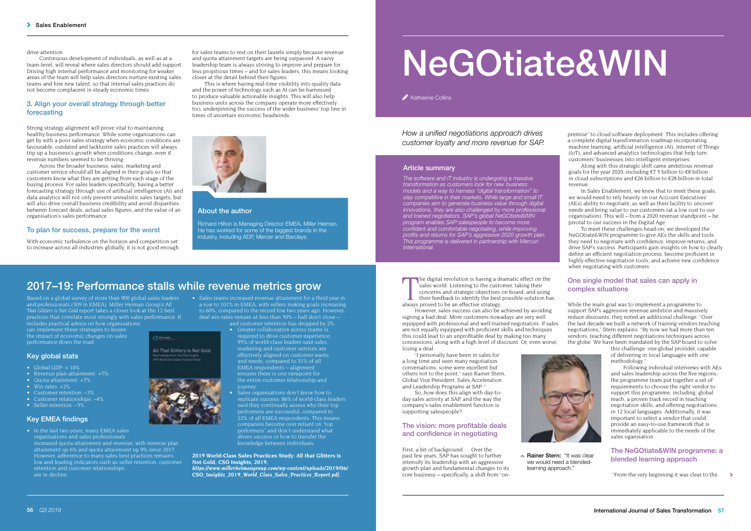drive attention.

Continuous development of individuals, as well as at a team-level, will reveal where sales directors should add support. Driving high internal performance and monitoring for weaker areas of the team will help sales directors nurture existing sales teams and hire new talent, so that internal sales practices do not become complacent in steady economic times.

### 3. Align your overall strategy through better forecasting

Strong strategy alignment will prove vital to maintaining healthy business performance. While some organisations can get by with a poor sales strategy when economic conditions are favourable, outdated and lacklustre sales practices will always trip up a business's growth when conditions change, even if revenue numbers seemed to be thriving.

Across the broader business, sales, marketing and customer service should all be aligned in their goals so that customers know what they are getting from each stage of the buying process. For sales leaders specifically, having a better forecasting strategy through use of artificial intelligence (AI) and data analytics will not only prevent unrealistic sales targets, but will also drive overall business credibility and avoid disparities between forecast deals, actual sales figures, and the value of an organisation's sales performance.

### To plan for success, prepare for the worst

With economic turbulence on the horizon and competition set to increase across all industries globally, it is not good enough for sales teams to rest on their laurels simply because revenue and quota attainment targets are being surpassed. A savvy leadership team is always striving to improve and prepare for less propitious times – and for sales leaders, this means looking closer at the detail behind their figures.

This is where having real-time visibility into quality data and the power of technology such as AI can be harnessed to produce valuable actionable insights. This will also help business units across the company operate more effectively too, underpinning the success of the wider business' top line in times of uncertain economic headwinds.

### About the author

Richard Hilton is Managing Director EMEA, Miller Heiman. He has worked for some of the biggest brands in the industry, including ADP, Mercer and Barclays

## 2017–19: Performance stalls while revenue metrics grow

Based on a global survey of more than 900 global sales leaders and professionals (309 in EMEA), Miller Heiman Group's *All That Glitters is Not Gold* report takes a closer look at the 12 best practices that correlate most strongly with sales performance. It includes practical advice on how organisations can implement these strategies to lessen the impact of economic changes on sales performance down the road.

### Key global stats

- Global GDP: + 10%
- Revenue plan attainment: +7%
- Quota attainment: +7%
- Win rates: +2%
- Customer retention: –3%
- Customer relationships: –4%
- Seller retention: –5%

### Key EMEA findings

- In the last two years, many EMEA sales organisations and sales professionals increased quota attainment and revenue, with revenue plan attainment up 6% and quota attainment up 9% since 2017. However, adherence to many sales best practices remains low and leading indicators such as seller retention, customer retention and customer relationships are in decline.
- Sales teams increased revenue attainment for a third year in a row to 101% in EMEA, with sellers making goals increasing to 60%, compared to the record low two years ago. However, deal win rates remain at less than 50% – half don't close – and customer retention has dropped by 2%.
- Greater collaboration across teams is required to drive customer experience: 95% of world-class leaders said sales, marketing and customer services are effectively aligned on customer wants and needs, compared to 31% of all EMEA respondents – alignment ensures there is one viewpoint for the entire customer relationship and journey.
- Sales organisations don't know how to replicate success: 86% of world-class leaders said they continually assess why their top performers are successful, compared to 22% of all EMEA respondents. This means companies become over reliant on "top performers" and don't understand what drives success or how to transfer the knowledge between individuals.

**2019 World-Class Sales Practices Study: All that Glitters is Not Gold, CSO Insights, 2019, *https://www.millerheimangroup.com/wp-content/uploads/2019/06/CSO_Insights_2019_World_Class_Sales_Practices_Report.pdf*.**

# NeGOtiate&WIN

Katherine Collins

*How a unified negotiations approach drives customer loyalty and more revenue for SAP.*

### Article summary

*The software and IT industry is undergoing a massive transformation as customers look for new business models and a way to harness "digital transformation" to stay competitive in their markets. While large and small IT companies aim to generate business value through digital innovations, they are also challenged by more professional and trained negotiators. SAP's global NeGOtiate&WIN program enables SAP salespeople to become more confident and comfortable negotiating, while improving profits and returns for SAP's aggressive 2020 growth plan. This programme is delivered in partnership with Mercuri International.*

The digital revolution is having a dramatic effect on the sales world. Listening to the customer, taking their concerns and strategic objectives on board, and using their feedback to identify the best possible solution has always proved to be an effective strategy.

However, sales success can also be achieved by avoiding signing a bad deal. More customers nowadays are very well equipped with professional and well-trained negotiators. If sales are not equally equipped with proficient skills and techniques this could lead to an unprofitable deal by making too many concessions, along with a high level of discount. Or, even worse, losing a deal.

"I personally have been in sales for a long time and seen many negotiation conversations; some were excellent but others not to the point," says Rainer Stern, Global Vice President, Sales Acceleration and Leadership Programs at SAP. "

So, how does this align with day-to-day sales activity at SAP, and the way the company's sales enablement function is supporting salespeople?

### The vision: more profitable deals and confidence in negotiating

First, a bit of background…. Over the past few years, SAP has sought to further intensify its leadership with an aggressive growth plan and fundamental changes to its core business – specifically, a shift from "on-premise" to cloud software deployment. This includes offering a complete digital transformation roadmap incorporating machine learning, artificial intelligence (AI), Internet of Things (IoT), and advanced analytics technologies that help turn customers' businesses into intelligent enterprises.

Along with this strategic shift came ambitious revenue goals for the year 2020, including €7.5 billion to €8 billion in cloud subscriptions and €26 billion to €28 billion in total revenue.

In Sales Enablement, we knew that to meet these goals, we would need to rely heavily on our Account Executives' (AEs) ability to negotiate, as well as their facility to uncover needs and bring value to our customers (at a low cost to our organisation). This will – from a 2020 revenue standpoint – be pivotal to our success in the Digital Age.

To meet these challenges head-on, we developed the NeGOtiate&WIN programme to give AEs the skills and tools they need to negotiate with confidence, improve returns, and drive SAP's success. Participants gain insights on how to clearly define an efficient negotiation process, become proficient in highly effective negotiation tools, and achieve new confidence when negotiating with customers.

### One single model that sales can apply in complex situations

While the main goal was to implement a programme to support SAP's aggressive revenue ambition and massively reduce discounts, they noted an additional challenge. "Over the last decade we built a network of training vendors teaching negotiations," Stern explains. "By now we had more than ten vendors, teaching different negotiations techniques across the globe. We have been mandated by the SAP board to solve this challenge: one global provider, capable of delivering in local languages with one methodology."

Following individual interviews with AEs and sales leadership across the five regions, the programme team put together a set of requirements to choose the right vendor to support this programme, including: global reach, a proven track record in teaching negotiation skills, and offering negotiations in 12 local languages. Additionally, it was important to select a vendor that could provide an easy-to-use framework that is immediately applicable to the needs of the sales oganisation.

**Rainer Stern:** "It was clear we would need a blended-learning approach."

### The NeGOtiate&WIN programme: a blended learning approach

"From the very beginning it was clear to the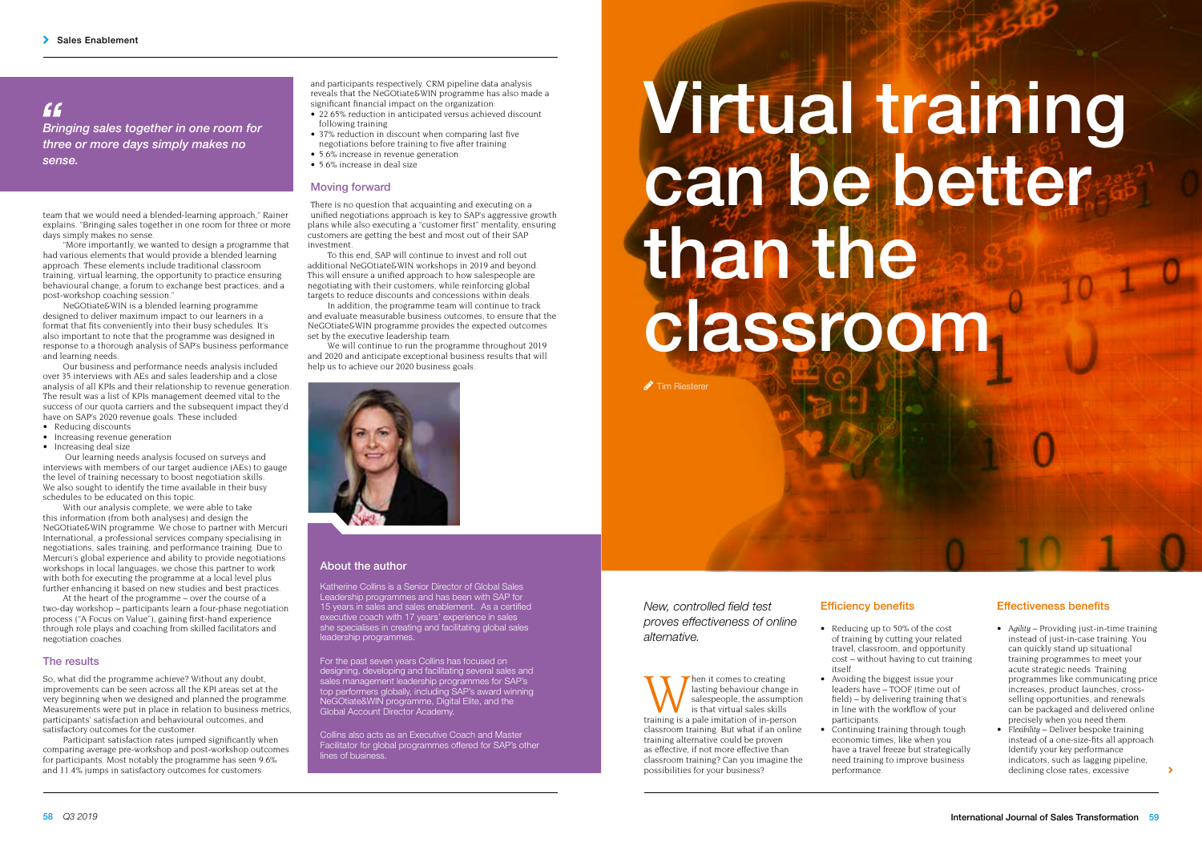team that we would need a blended-learning approach," Rainer explains. "Bringing sales together in one room for three or more days simply makes no sense.

"More importantly, we wanted to design a programme that had various elements that would provide a blended learning approach. These elements include traditional classroom training, virtual learning, the opportunity to practice ensuring behavioural change, a forum to exchange best practices, and a post-workshop coaching session."

> *Bringing sales together in one room for three or more days simply makes no sense.*

NeGOtiate&WIN is a blended learning programme designed to deliver maximum impact to our learners in a format that fits conveniently into their busy schedules. It's also important to note that the programme was designed in response to a thorough analysis of SAP's business performance and learning needs.

Our business and performance needs analysis included over 35 interviews with AEs and sales leadership and a close analysis of all KPIs and their relationship to revenue generation. The result was a list of KPIs management deemed vital to the success of our quota carriers and the subsequent impact they'd have on SAP's 2020 revenue goals. These included:

- Reducing discounts
- Increasing revenue generation
- Increasing deal size

Our learning needs analysis focused on surveys and interviews with members of our target audience (AEs) to gauge the level of training necessary to boost negotiation skills. We also sought to identify the time available in their busy schedules to be educated on this topic.

With our analysis complete, we were able to take this information (from both analyses) and design the NeGOtiate&WIN programme. We chose to partner with Mercuri International, a professional services company specialising in negotiations, sales training, and performance training. Due to Mercuri's global experience and ability to provide negotiations workshops in local languages, we chose this partner to work with both for executing the programme at a local level plus further enhancing it based on new studies and best practices.

At the heart of the programme – over the course of a two-day workshop – participants learn a four-phase negotiation process ("A Focus on Value"), gaining first-hand experience through role plays and coaching from skilled facilitators and negotiation coaches.

## The results

So, what did the programme achieve? Without any doubt, improvements can be seen across all the KPI areas set at the very beginning when we designed and planned the programme. Measurements were put in place in relation to business metrics, participants' satisfaction and behavioural outcomes, and satisfactory outcomes for the customer.

Participant satisfaction rates jumped significantly when comparing average pre-workshop and post-workshop outcomes for participants. Most notably the programme has seen 9.6% and 11.4% jumps in satisfactory outcomes for customers and participants respectively. CRM pipeline data analysis reveals that the NeGOtiate&WIN programme has also made a significant financial impact on the organization:

- 22.65% reduction in anticipated versus achieved discount following training
- 37% reduction in discount when comparing last five negotiations before training to five after training
- 5.6% increase in revenue generation
- 5.6% increase in deal size

## Moving forward

There is no question that acquainting and executing on a unified negotiations approach is key to SAP's aggressive growth plans while also executing a "customer first" mentality, ensuring customers are getting the best and most out of their SAP investment.

To this end, SAP will continue to invest and roll out additional NeGOtiate&WIN workshops in 2019 and beyond. This will ensure a unified approach to how salespeople are negotiating with their customers, while reinforcing global targets to reduce discounts and concessions within deals.

In addition, the programme team will continue to track and evaluate measurable business outcomes, to ensure that the NeGOtiate&WIN programme provides the expected outcomes set by the executive leadership team.

We will continue to run the programme throughout 2019 and 2020 and anticipate exceptional business results that will help us to achieve our 2020 business goals.

### About the author

Katherine Collins is a Senior Director of Global Sales Leadership programmes and has been with SAP for 15 years in sales and sales enablement. As a certified executive coach with 17 years' experience in sales she specialises in creating and facilitating global sales leadership programmes.

For the past seven years Collins has focused on designing, developing and facilitating several sales and sales management leadership programmes for SAP's top performers globally, including SAP's award winning NeGOtiate&WIN programme, Digital Elite, and the Global Account Director Academy.

Collins also acts as an Executive Coach and Master Facilitator for global programmes offered for SAP's other lines of business.

# Virtual training can be better than the classroom

Tim Riesterer

*New, controlled field test proves effectiveness of online alternative.*

When it comes to creating lasting behaviour change in salespeople, the assumption is that virtual sales skills training is a pale imitation of in-person classroom training. But what if an online training alternative could be proven as effective, if not more effective than classroom training? Can you imagine the possibilities for your business?

## Efficiency benefits

- Reducing up to 50% of the cost of training by cutting your related travel, classroom, and opportunity cost – without having to cut training itself.
- Avoiding the biggest issue your leaders have – TOOF (time out of field) – by delivering training that's in line with the workflow of your participants.
- Continuing training through tough economic times, like when you have a travel freeze but strategically need training to improve business performance.

## Effectiveness benefits

- *Agility* – Providing just-in-time training instead of just-in-case training. You can quickly stand up situational training programmes to meet your acute strategic needs. Training programmes like communicating price increases, product launches, cross-selling opportunities, and renewals can be packaged and delivered online precisely when you need them.
- *Flexibility* – Deliver bespoke training instead of a one-size-fits all approach. Identify your key performance indicators, such as lagging pipeline, declining close rates, excessive